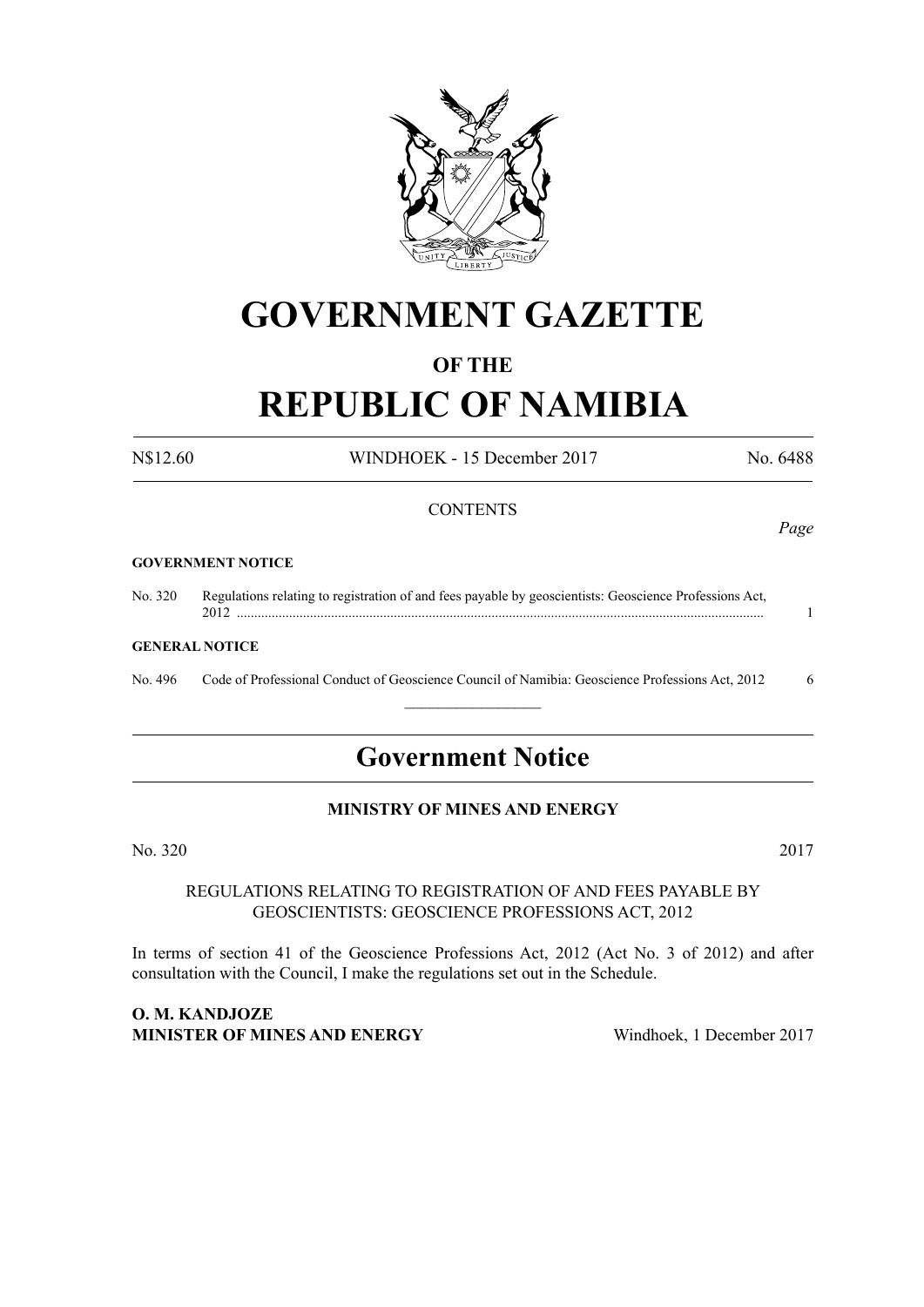# GOVERNMENT GAZETTE

## OF THE

# REPUBLIC OF NAMIBIA

N$12.60 WINDHOEK - 15 December 2017 No. 6488

CONTENTS

*Page*

**GOVERNMENT NOTICE**

No. 320 Regulations relating to registration of and fees payable by geoscientists: Geoscience Professions Act, 2012 .......... 1

**GENERAL NOTICE**

No. 496 Code of Professional Conduct of Geoscience Council of Namibia: Geoscience Professions Act, 2012 6

---

## Government Notice

**MINISTRY OF MINES AND ENERGY**

No. 320 2017

REGULATIONS RELATING TO REGISTRATION OF AND FEES PAYABLE BY GEOSCIENTISTS: GEOSCIENCE PROFESSIONS ACT, 2012

In terms of section 41 of the Geoscience Professions Act, 2012 (Act No. 3 of 2012) and after consultation with the Council, I make the regulations set out in the Schedule.

**O. M. KANDJOZE**
**MINISTER OF MINES AND ENERGY** Windhoek, 1 December 2017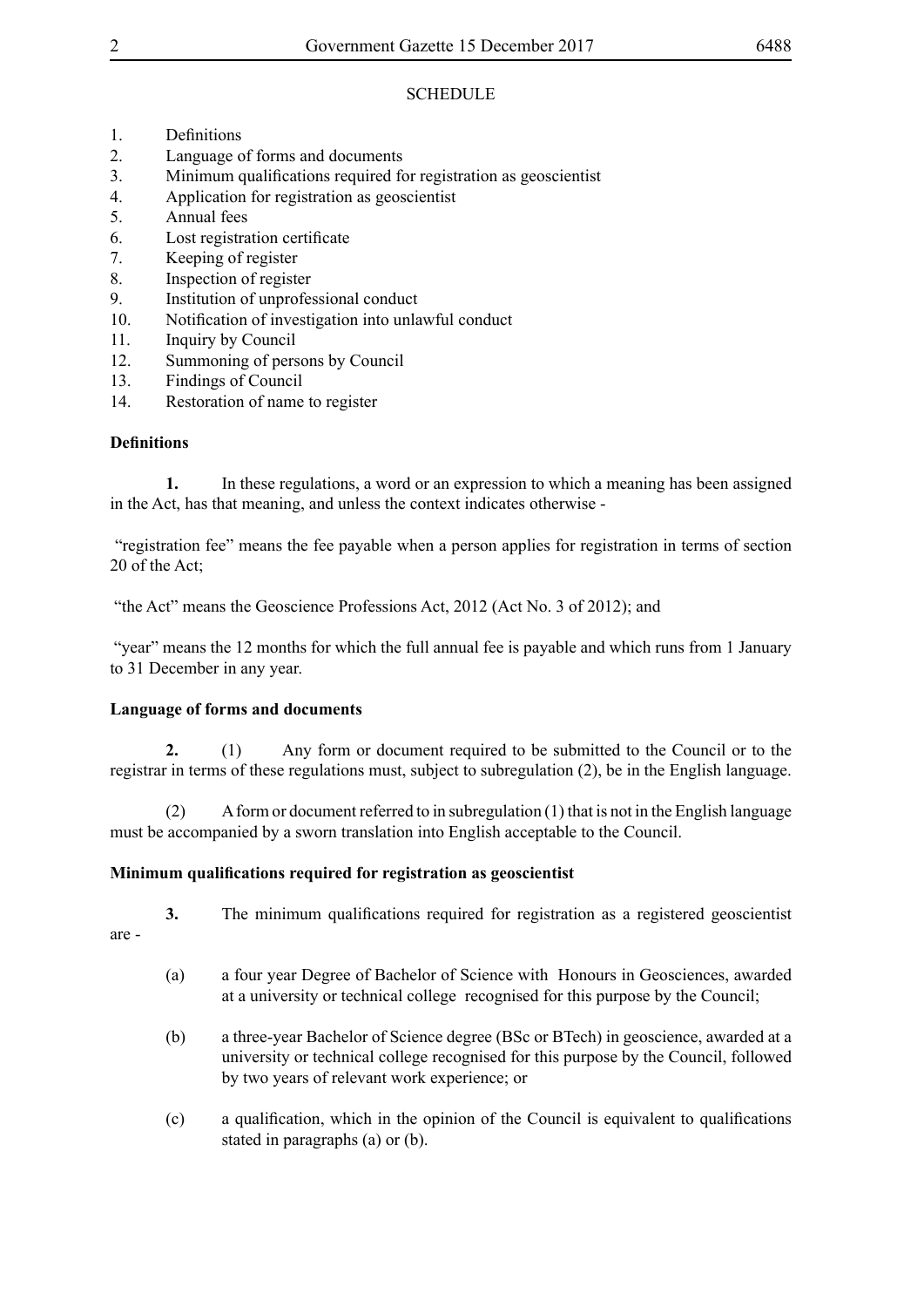SCHEDULE

1. Definitions
2. Language of forms and documents
3. Minimum qualifications required for registration as geoscientist
4. Application for registration as geoscientist
5. Annual fees
6. Lost registration certificate
7. Keeping of register
8. Inspection of register
9. Institution of unprofessional conduct
10. Notification of investigation into unlawful conduct
11. Inquiry by Council
12. Summoning of persons by Council
13. Findings of Council
14. Restoration of name to register

**Definitions**

**1.** In these regulations, a word or an expression to which a meaning has been assigned in the Act, has that meaning, and unless the context indicates otherwise -

"registration fee" means the fee payable when a person applies for registration in terms of section 20 of the Act;

"the Act" means the Geoscience Professions Act, 2012 (Act No. 3 of 2012); and

"year" means the 12 months for which the full annual fee is payable and which runs from 1 January to 31 December in any year.

**Language of forms and documents**

**2.** (1) Any form or document required to be submitted to the Council or to the registrar in terms of these regulations must, subject to subregulation (2), be in the English language.

(2) A form or document referred to in subregulation (1) that is not in the English language must be accompanied by a sworn translation into English acceptable to the Council.

**Minimum qualifications required for registration as geoscientist**

**3.** The minimum qualifications required for registration as a registered geoscientist are -

(a) a four year Degree of Bachelor of Science with Honours in Geosciences, awarded at a university or technical college recognised for this purpose by the Council;

(b) a three-year Bachelor of Science degree (BSc or BTech) in geoscience, awarded at a university or technical college recognised for this purpose by the Council, followed by two years of relevant work experience; or

(c) a qualification, which in the opinion of the Council is equivalent to qualifications stated in paragraphs (a) or (b).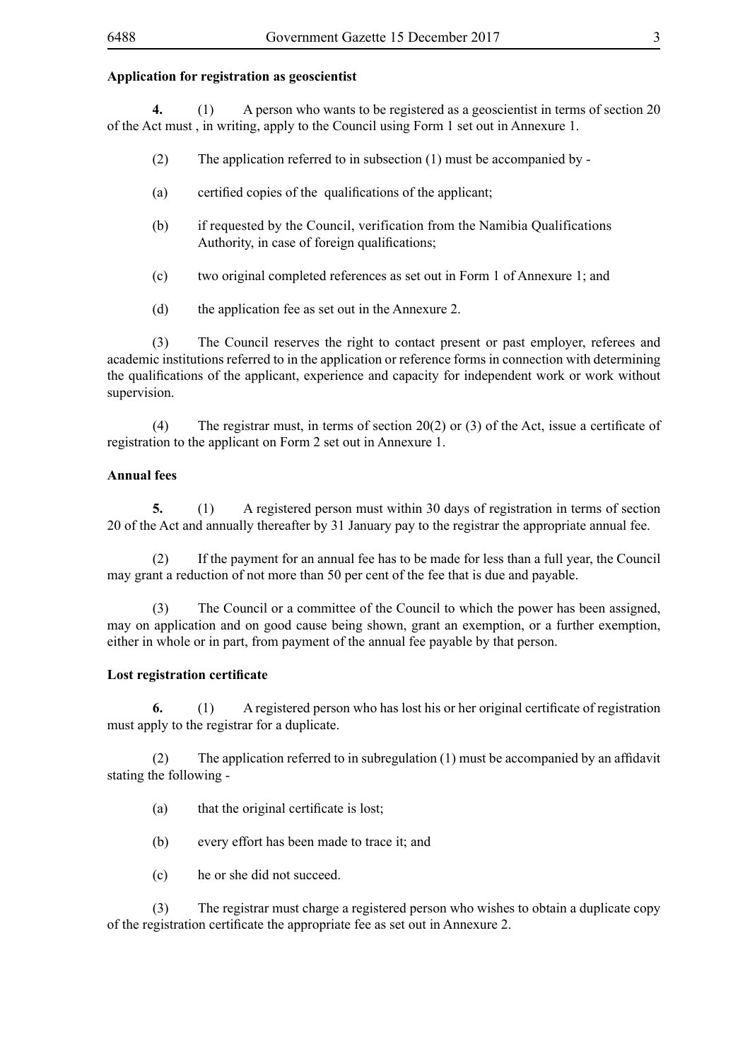**Application for registration as geoscientist**

**4.** (1) A person who wants to be registered as a geoscientist in terms of section 20 of the Act must , in writing, apply to the Council using Form 1 set out in Annexure 1.

(2) The application referred to in subsection (1) must be accompanied by -

(a) certified copies of the qualifications of the applicant;

(b) if requested by the Council, verification from the Namibia Qualifications Authority, in case of foreign qualifications;

(c) two original completed references as set out in Form 1 of Annexure 1; and

(d) the application fee as set out in the Annexure 2.

(3) The Council reserves the right to contact present or past employer, referees and academic institutions referred to in the application or reference forms in connection with determining the qualifications of the applicant, experience and capacity for independent work or work without supervision.

(4) The registrar must, in terms of section 20(2) or (3) of the Act, issue a certificate of registration to the applicant on Form 2 set out in Annexure 1.

**Annual fees**

**5.** (1) A registered person must within 30 days of registration in terms of section 20 of the Act and annually thereafter by 31 January pay to the registrar the appropriate annual fee.

(2) If the payment for an annual fee has to be made for less than a full year, the Council may grant a reduction of not more than 50 per cent of the fee that is due and payable.

(3) The Council or a committee of the Council to which the power has been assigned, may on application and on good cause being shown, grant an exemption, or a further exemption, either in whole or in part, from payment of the annual fee payable by that person.

**Lost registration certificate**

**6.** (1) A registered person who has lost his or her original certificate of registration must apply to the registrar for a duplicate.

(2) The application referred to in subregulation (1) must be accompanied by an affidavit stating the following -

(a) that the original certificate is lost;

(b) every effort has been made to trace it; and

(c) he or she did not succeed.

(3) The registrar must charge a registered person who wishes to obtain a duplicate copy of the registration certificate the appropriate fee as set out in Annexure 2.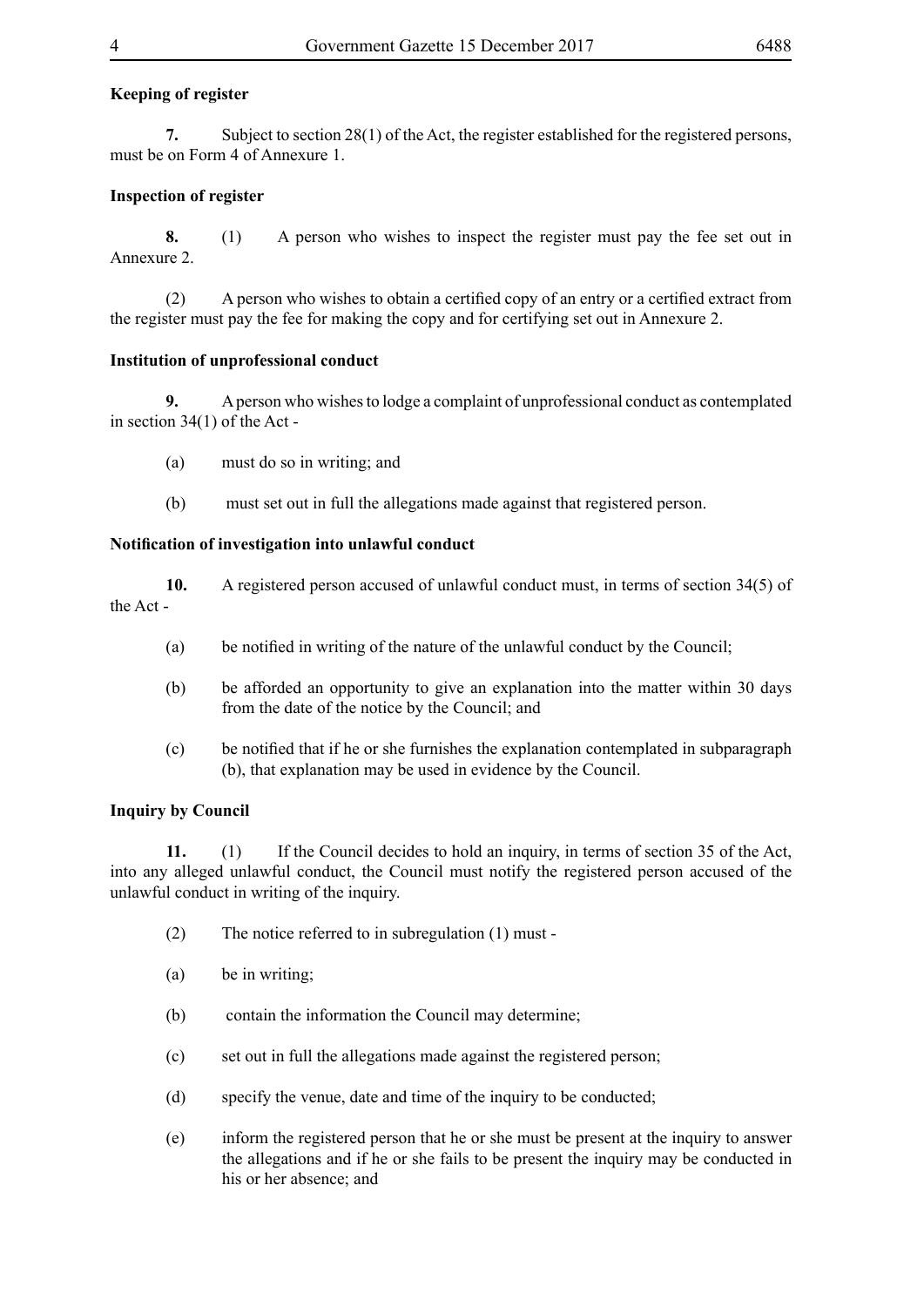**Keeping of register**

**7.** Subject to section 28(1) of the Act, the register established for the registered persons, must be on Form 4 of Annexure 1.

**Inspection of register**

**8.** (1) A person who wishes to inspect the register must pay the fee set out in Annexure 2.

(2) A person who wishes to obtain a certified copy of an entry or a certified extract from the register must pay the fee for making the copy and for certifying set out in Annexure 2.

**Institution of unprofessional conduct**

**9.** A person who wishes to lodge a complaint of unprofessional conduct as contemplated in section 34(1) of the Act -

(a) must do so in writing; and

(b) must set out in full the allegations made against that registered person.

**Notification of investigation into unlawful conduct**

**10.** A registered person accused of unlawful conduct must, in terms of section 34(5) of the Act -

(a) be notified in writing of the nature of the unlawful conduct by the Council;

(b) be afforded an opportunity to give an explanation into the matter within 30 days from the date of the notice by the Council; and

(c) be notified that if he or she furnishes the explanation contemplated in subparagraph (b), that explanation may be used in evidence by the Council.

**Inquiry by Council**

**11.** (1) If the Council decides to hold an inquiry, in terms of section 35 of the Act, into any alleged unlawful conduct, the Council must notify the registered person accused of the unlawful conduct in writing of the inquiry.

(2) The notice referred to in subregulation (1) must -

(a) be in writing;

(b) contain the information the Council may determine;

(c) set out in full the allegations made against the registered person;

(d) specify the venue, date and time of the inquiry to be conducted;

(e) inform the registered person that he or she must be present at the inquiry to answer the allegations and if he or she fails to be present the inquiry may be conducted in his or her absence; and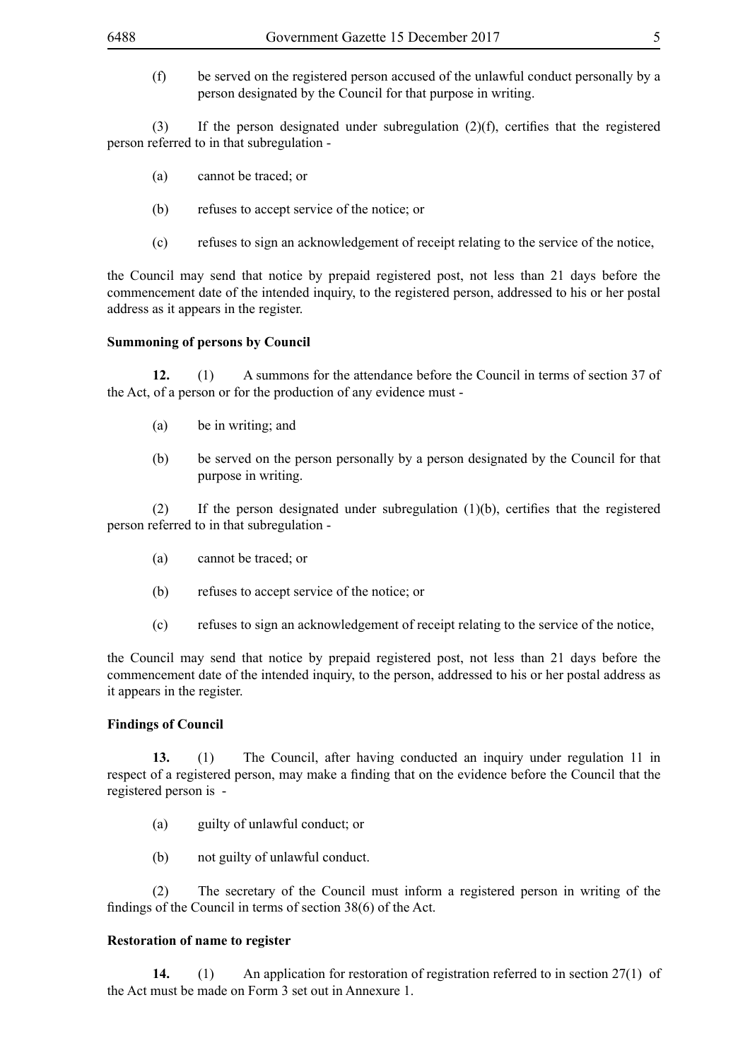(f) be served on the registered person accused of the unlawful conduct personally by a person designated by the Council for that purpose in writing.

(3) If the person designated under subregulation (2)(f), certifies that the registered person referred to in that subregulation -

(a) cannot be traced; or

(b) refuses to accept service of the notice; or

(c) refuses to sign an acknowledgement of receipt relating to the service of the notice,

the Council may send that notice by prepaid registered post, not less than 21 days before the commencement date of the intended inquiry, to the registered person, addressed to his or her postal address as it appears in the register.

**Summoning of persons by Council**

**12.** (1) A summons for the attendance before the Council in terms of section 37 of the Act, of a person or for the production of any evidence must -

(a) be in writing; and

(b) be served on the person personally by a person designated by the Council for that purpose in writing.

(2) If the person designated under subregulation (1)(b), certifies that the registered person referred to in that subregulation -

(a) cannot be traced; or

(b) refuses to accept service of the notice; or

(c) refuses to sign an acknowledgement of receipt relating to the service of the notice,

the Council may send that notice by prepaid registered post, not less than 21 days before the commencement date of the intended inquiry, to the person, addressed to his or her postal address as it appears in the register.

**Findings of Council**

**13.** (1) The Council, after having conducted an inquiry under regulation 11 in respect of a registered person, may make a finding that on the evidence before the Council that the registered person is -

(a) guilty of unlawful conduct; or

(b) not guilty of unlawful conduct.

(2) The secretary of the Council must inform a registered person in writing of the findings of the Council in terms of section 38(6) of the Act.

**Restoration of name to register**

**14.** (1) An application for restoration of registration referred to in section 27(1) of the Act must be made on Form 3 set out in Annexure 1.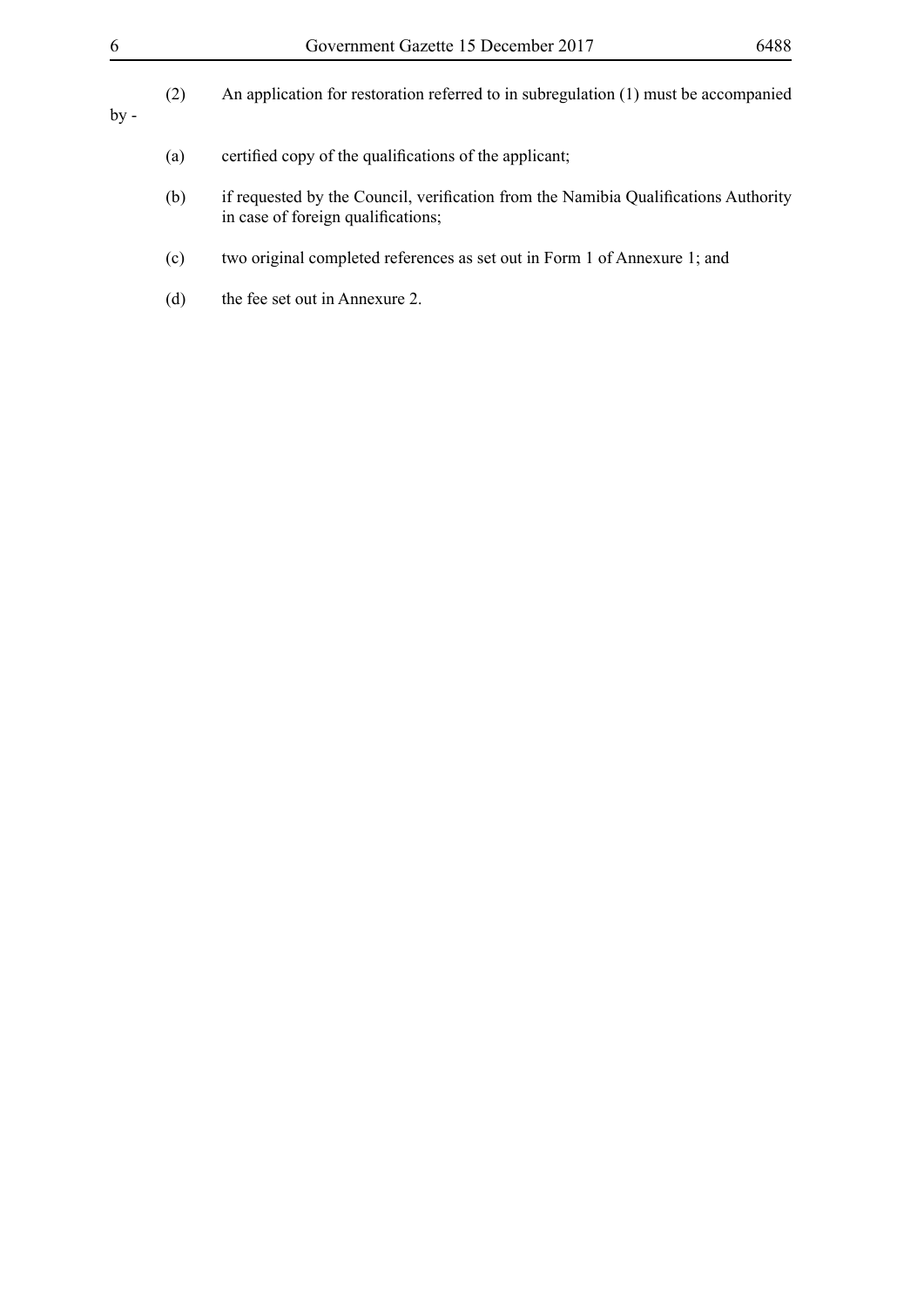(2) An application for restoration referred to in subregulation (1) must be accompanied by -

(a) certified copy of the qualifications of the applicant;

(b) if requested by the Council, verification from the Namibia Qualifications Authority in case of foreign qualifications;

(c) two original completed references as set out in Form 1 of Annexure 1; and

(d) the fee set out in Annexure 2.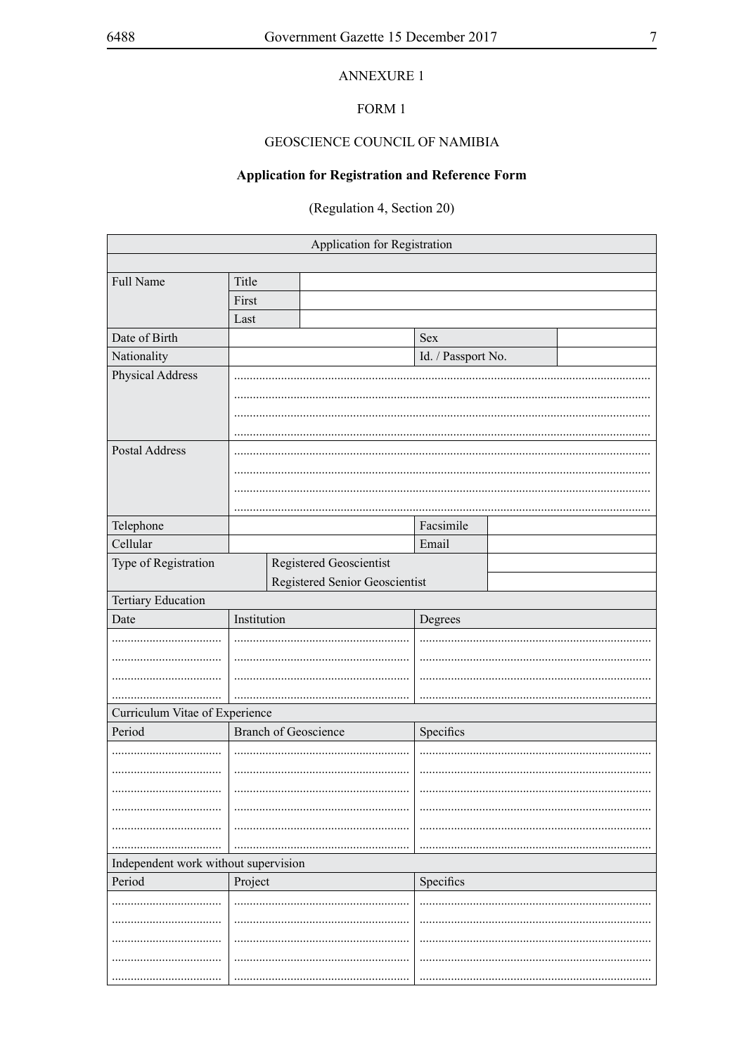ANNEXURE 1

FORM 1

GEOSCIENCE COUNCIL OF NAMIBIA

**Application for Registration and Reference Form**

(Regulation 4, Section 20)

| Application for Registration | | | |
|---|---|---|---|
| | | | |
| Full Name | Title | | |
| | First | | |
| | Last | | |
| Date of Birth | | Sex | |
| Nationality | | Id. / Passport No. | |
| Physical Address | ............................................................ | | |
| | ............................................................ | | |
| | ............................................................ | | |
| | ............................................................ | | |
| Postal Address | ............................................................ | | |
| | ............................................................ | | |
| | ............................................................ | | |
| | ............................................................ | | |
| Telephone | | Facsimile | |
| Cellular | | Email | |
| Type of Registration | Registered Geoscientist | | |
| | Registered Senior Geoscientist | | |
| Tertiary Education | | | |
| Date | Institution | Degrees | |
| .................................. | .................................................. | ............................................................ | |
| .................................. | .................................................. | ............................................................ | |
| .................................. | .................................................. | ............................................................ | |
| .................................. | .................................................. | ............................................................ | |
| Curriculum Vitae of Experience | | | |
| Period | Branch of Geoscience | Specifics | |
| .................................. | .................................................. | ............................................................ | |
| .................................. | .................................................. | ............................................................ | |
| .................................. | .................................................. | ............................................................ | |
| .................................. | .................................................. | ............................................................ | |
| .................................. | .................................................. | ............................................................ | |
| .................................. | .................................................. | ............................................................ | |
| Independent work without supervision | | | |
| Period | Project | Specifics | |
| .................................. | .................................................. | ............................................................ | |
| .................................. | .................................................. | ............................................................ | |
| .................................. | .................................................. | ............................................................ | |
| .................................. | .................................................. | ............................................................ | |
| .................................. | .................................................. | ............................................................ | |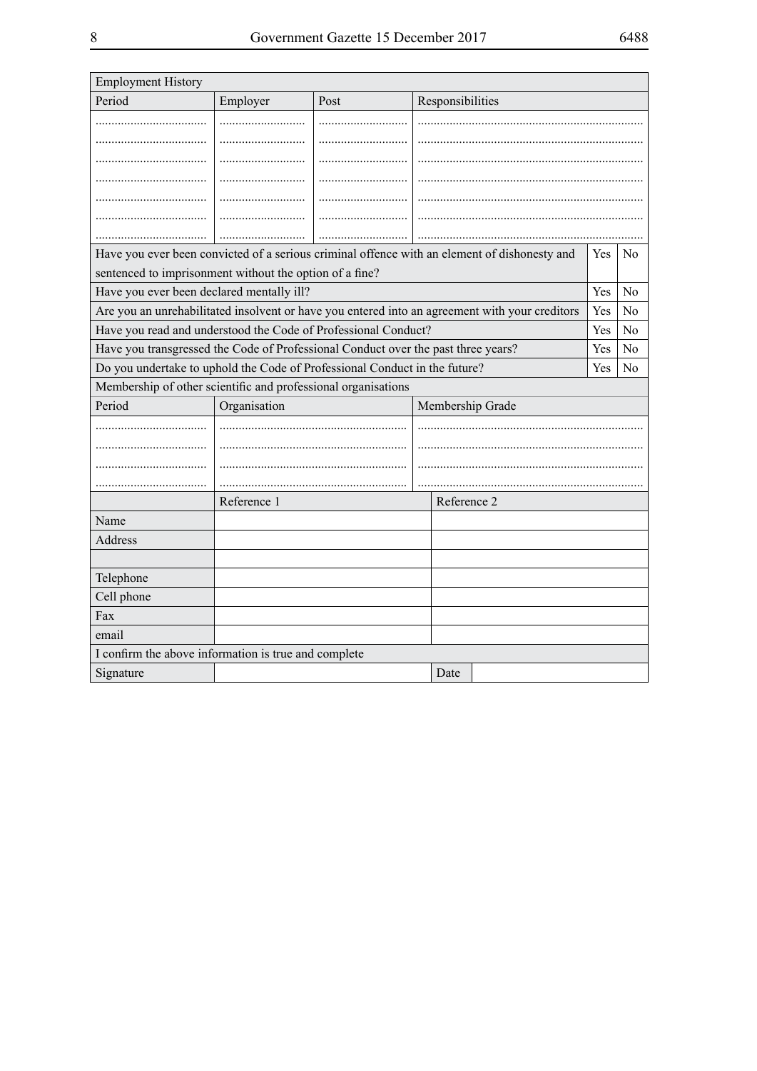| Employment History | | | |
|---|---|---|---|
| Period | Employer | Post | Responsibilities |
| .................................. | ........................... | ............................ | ....................................................................... |
| .................................. | ........................... | ............................ | ....................................................................... |
| .................................. | ........................... | ............................ | ....................................................................... |
| .................................. | ........................... | ............................ | ....................................................................... |
| .................................. | ........................... | ............................ | ....................................................................... |
| .................................. | ........................... | ............................ | ....................................................................... |
| .................................. | ........................... | ............................ | ....................................................................... |

| Question | | |
|---|---|---|
| Have you ever been convicted of a serious criminal offence with an element of dishonesty and sentenced to imprisonment without the option of a fine? | Yes | No |
| Have you ever been declared mentally ill? | Yes | No |
| Are you an unrehabilitated insolvent or have you entered into an agreement with your creditors | Yes | No |
| Have you read and understood the Code of Professional Conduct? | Yes | No |
| Have you transgressed the Code of Professional Conduct over the past three years? | Yes | No |
| Do you undertake to uphold the Code of Professional Conduct in the future? | Yes | No |

| Membership of other scientific and professional organisations | | |
|---|---|---|
| Period | Organisation | Membership Grade |
| .................................. | .......................................................... | ....................................................................... |
| .................................. | .......................................................... | ....................................................................... |
| .................................. | .......................................................... | ....................................................................... |
| .................................. | .......................................................... | ....................................................................... |

| | Reference 1 | Reference 2 |
|---|---|---|
| Name | | |
| Address | | |
| | | |
| Telephone | | |
| Cell phone | | |
| Fax | | |
| email | | |

| I confirm the above information is true and complete | | | |
|---|---|---|---|
| Signature | | Date | |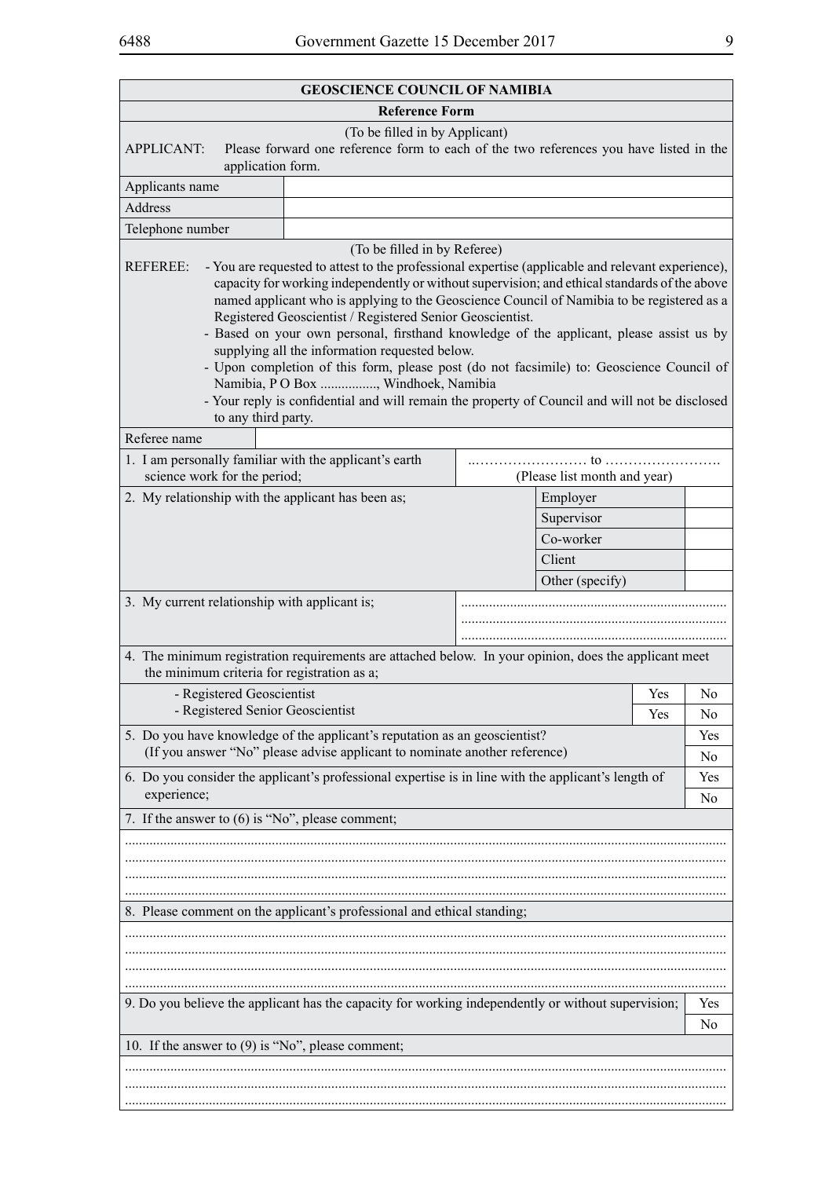## GEOSCIENCE COUNCIL OF NAMIBIA

### Reference Form

(To be filled in by Applicant)

APPLICANT: Please forward one reference form to each of the two references you have listed in the application form.

| | |
|---|---|
| Applicants name | |
| Address | |
| Telephone number | |

(To be filled in by Referee)

REFEREE:

- You are requested to attest to the professional expertise (applicable and relevant experience), capacity for working independently or without supervision; and ethical standards of the above named applicant who is applying to the Geoscience Council of Namibia to be registered as a Registered Geoscientist / Registered Senior Geoscientist.
- Based on your own personal, firsthand knowledge of the applicant, please assist us by supplying all the information requested below.
- Upon completion of this form, please post (do not facsimile) to: Geoscience Council of Namibia, P O Box ................, Windhoek, Namibia
- Your reply is confidential and will remain the property of Council and will not be disclosed to any third party.

| | |
|---|---|
| Referee name | |

| | |
|---|---|
| 1. I am personally familiar with the applicant's earth science work for the period; | ……………………… to ……………………… (Please list month and year) |

| | | |
|---|---|---|
| 2. My relationship with the applicant has been as; | Employer | |
| | Supervisor | |
| | Co-worker | |
| | Client | |
| | Other (specify) | |

| | |
|---|---|
| 3. My current relationship with applicant is; | ............................................................................ ............................................................................ ............................................................................ |

4. The minimum registration requirements are attached below. In your opinion, does the applicant meet the minimum criteria for registration as a;

| | | |
|---|---|---|
| - Registered Geoscientist | Yes | No |
| - Registered Senior Geoscientist | Yes | No |

| | |
|---|---|
| 5. Do you have knowledge of the applicant's reputation as an geoscientist? (If you answer "No" please advise applicant to nominate another reference) | Yes |
| | No |

| | |
|---|---|
| 6. Do you consider the applicant's professional expertise is in line with the applicant's length of experience; | Yes |
| | No |

7. If the answer to (6) is "No", please comment;

..........................................................................................................................................................

..........................................................................................................................................................

..........................................................................................................................................................

..........................................................................................................................................................

8. Please comment on the applicant's professional and ethical standing;

..........................................................................................................................................................

..........................................................................................................................................................

..........................................................................................................................................................

..........................................................................................................................................................

| | |
|---|---|
| 9. Do you believe the applicant has the capacity for working independently or without supervision; | Yes |
| | No |

10. If the answer to (9) is "No", please comment;

..........................................................................................................................................................

..........................................................................................................................................................

..........................................................................................................................................................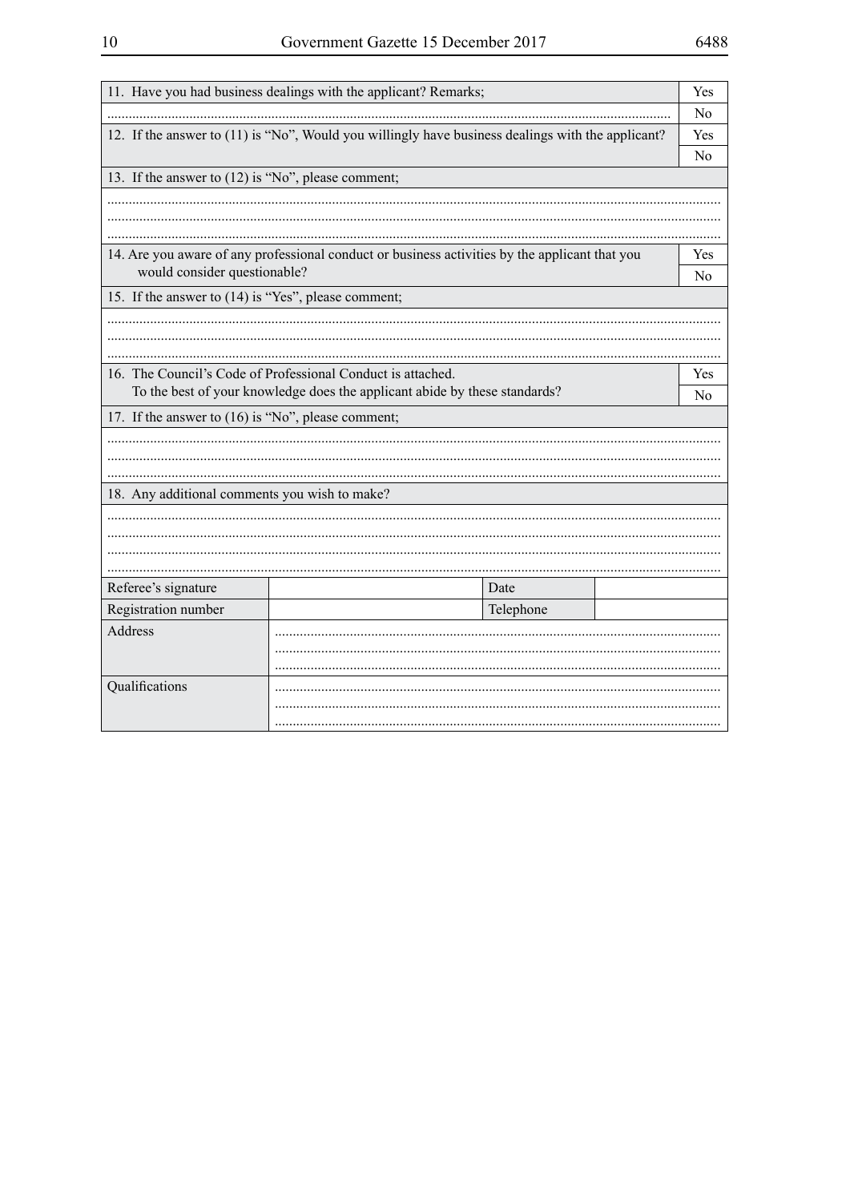| | |
|---|---|
| 11. Have you had business dealings with the applicant? Remarks; | Yes |
| ........................................................................................................................................................ | No |
| 12. If the answer to (11) is "No", Would you willingly have business dealings with the applicant? | Yes |
| | No |
| 13. If the answer to (12) is "No", please comment; | |
| ........................................................................................................................................................<br>........................................................................................................................................................<br>........................................................................................................................................................ | |
| 14. Are you aware of any professional conduct or business activities by the applicant that you would consider questionable? | Yes |
| | No |
| 15. If the answer to (14) is "Yes", please comment; | |
| ........................................................................................................................................................<br>........................................................................................................................................................<br>........................................................................................................................................................ | |
| 16. The Council's Code of Professional Conduct is attached. To the best of your knowledge does the applicant abide by these standards? | Yes |
| | No |
| 17. If the answer to (16) is "No", please comment; | |
| ........................................................................................................................................................<br>........................................................................................................................................................<br>........................................................................................................................................................ | |
| 18. Any additional comments you wish to make? | |
| ........................................................................................................................................................<br>........................................................................................................................................................<br>........................................................................................................................................................<br>........................................................................................................................................................ | |

| | | | |
|---|---|---|---|
| Referee's signature | | Date | |
| Registration number | | Telephone | |
| Address | ..........................................................................................................<br>..........................................................................................................<br>.......................................................................................................... | | |
| Qualifications | ..........................................................................................................<br>..........................................................................................................<br>.......................................................................................................... | | |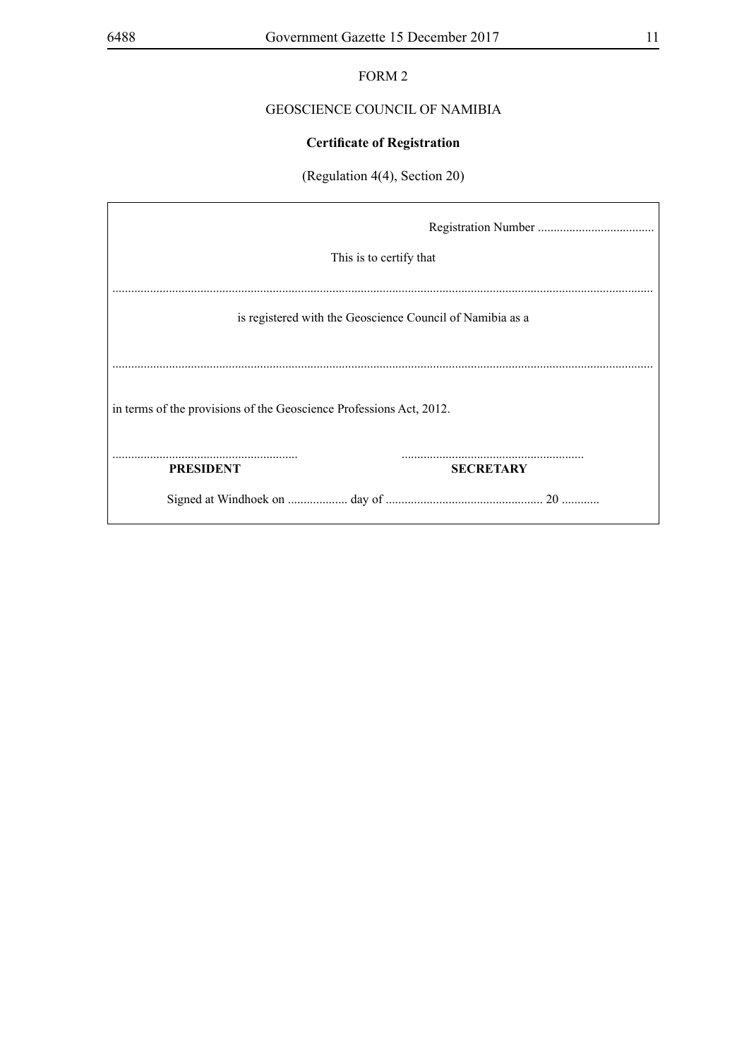FORM 2

GEOSCIENCE COUNCIL OF NAMIBIA

**Certificate of Registration**

(Regulation 4(4), Section 20)

Registration Number .....................................

This is to certify that

.........................................................................................................................................................................

is registered with the Geoscience Council of Namibia as a

.........................................................................................................................................................................

in terms of the provisions of the Geoscience Professions Act, 2012.

.......................................................... ..........................................................

**PRESIDENT** **SECRETARY**

Signed at Windhoek on ................... day of ................................................. 20 ............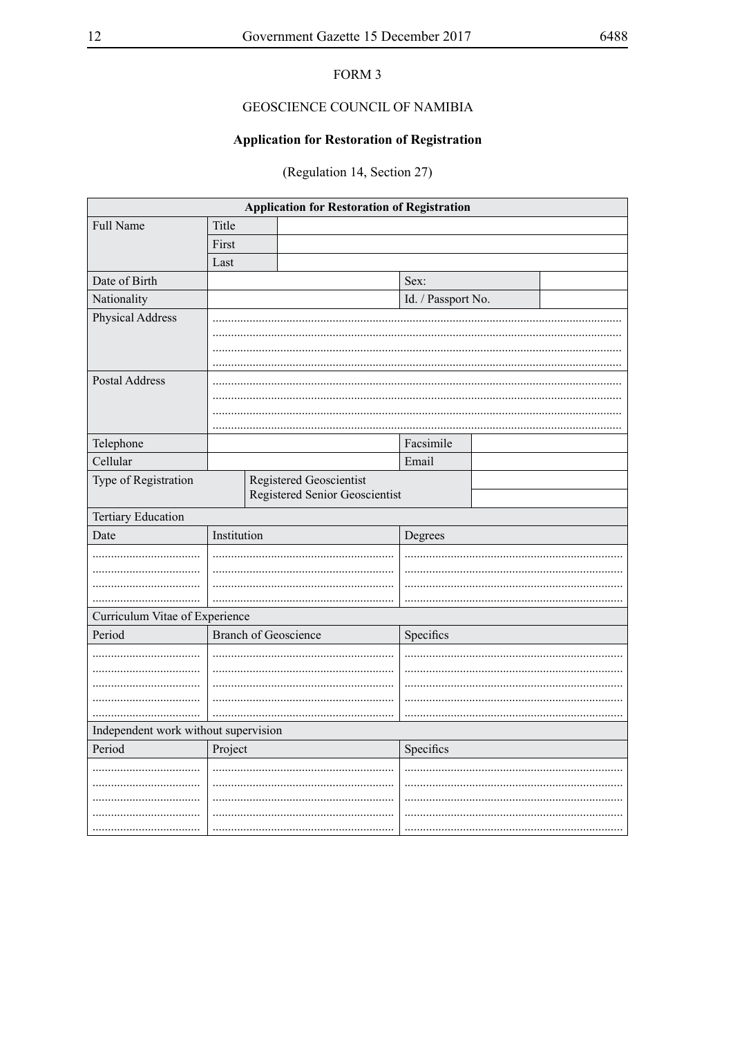FORM 3

GEOSCIENCE COUNCIL OF NAMIBIA

**Application for Restoration of Registration**

(Regulation 14, Section 27)

| **Application for Restoration of Registration** | | | | |
|---|---|---|---|---|
| Full Name | Title | | | |
| | First | | | |
| | Last | | | |
| Date of Birth | | | Sex: | |
| Nationality | | | Id. / Passport No. | |
| Physical Address | .................................................................................................................................. | | | |
| | .................................................................................................................................. | | | |
| | .................................................................................................................................. | | | |
| | .................................................................................................................................. | | | |
| Postal Address | .................................................................................................................................. | | | |
| | .................................................................................................................................. | | | |
| | .................................................................................................................................. | | | |
| | .................................................................................................................................. | | | |
| Telephone | | | Facsimile | |
| Cellular | | | Email | |
| Type of Registration | Registered Geoscientist | | | |
| | Registered Senior Geoscientist | | | |
| Tertiary Education | | | | |
| Date | Institution | | Degrees | |
| ................................... | ........................................................... | | ...................................................................... | |
| ................................... | ........................................................... | | ...................................................................... | |
| ................................... | ........................................................... | | ...................................................................... | |
| ................................... | ........................................................... | | ...................................................................... | |
| Curriculum Vitae of Experience | | | | |
| Period | Branch of Geoscience | | Specifics | |
| ................................... | ........................................................... | | ...................................................................... | |
| ................................... | ........................................................... | | ...................................................................... | |
| ................................... | ........................................................... | | ...................................................................... | |
| ................................... | ........................................................... | | ...................................................................... | |
| ................................... | ........................................................... | | ...................................................................... | |
| Independent work without supervision | | | | |
| Period | Project | | Specifics | |
| ................................... | ........................................................... | | ...................................................................... | |
| ................................... | ........................................................... | | ...................................................................... | |
| ................................... | ........................................................... | | ...................................................................... | |
| ................................... | ........................................................... | | ...................................................................... | |
| ................................... | ........................................................... | | ...................................................................... | |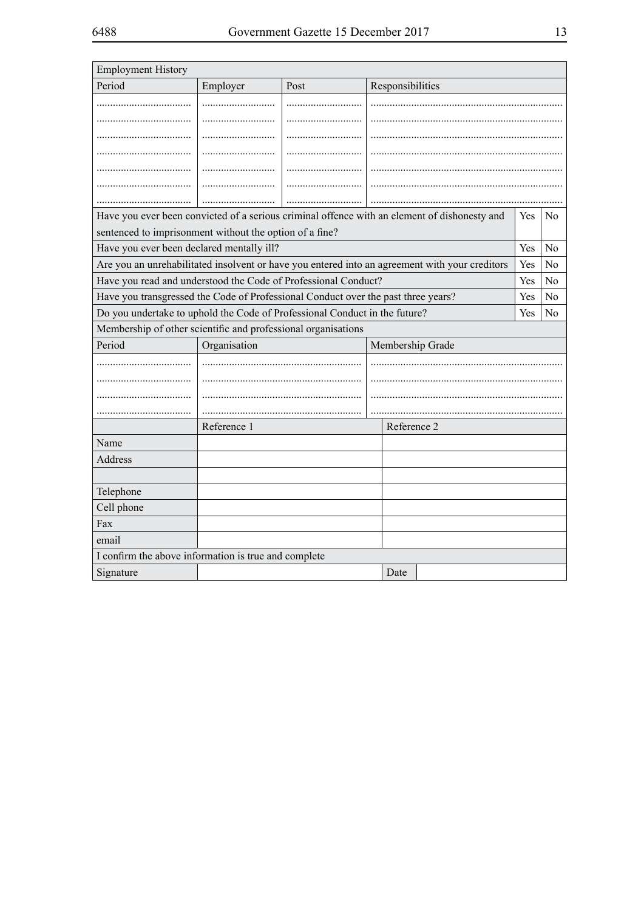| Employment History | | | |
|---|---|---|---|
| Period | Employer | Post | Responsibilities |
| .................................. | .......................... | ........................... | ...................................................................... |
| .................................. | .......................... | ........................... | ...................................................................... |
| .................................. | .......................... | ........................... | ...................................................................... |
| .................................. | .......................... | ........................... | ...................................................................... |
| .................................. | .......................... | ........................... | ...................................................................... |
| .................................. | .......................... | ........................... | ...................................................................... |
| .................................. | .......................... | ........................... | ...................................................................... |

| Question | | |
|---|---|---|
| Have you ever been convicted of a serious criminal offence with an element of dishonesty and sentenced to imprisonment without the option of a fine? | Yes | No |
| Have you ever been declared mentally ill? | Yes | No |
| Are you an unrehabilitated insolvent or have you entered into an agreement with your creditors | Yes | No |
| Have you read and understood the Code of Professional Conduct? | Yes | No |
| Have you transgressed the Code of Professional Conduct over the past three years? | Yes | No |
| Do you undertake to uphold the Code of Professional Conduct in the future? | Yes | No |

| Membership of other scientific and professional organisations | | |
|---|---|---|
| Period | Organisation | Membership Grade |
| .................................. | .......................................................... | ...................................................................... |
| .................................. | .......................................................... | ...................................................................... |
| .................................. | .......................................................... | ...................................................................... |
| .................................. | .......................................................... | ...................................................................... |

| | Reference 1 | Reference 2 |
|---|---|---|
| Name | | |
| Address | | |
| | | |
| Telephone | | |
| Cell phone | | |
| Fax | | |
| email | | |

| I confirm the above information is true and complete | | | |
|---|---|---|---|
| Signature | | Date | |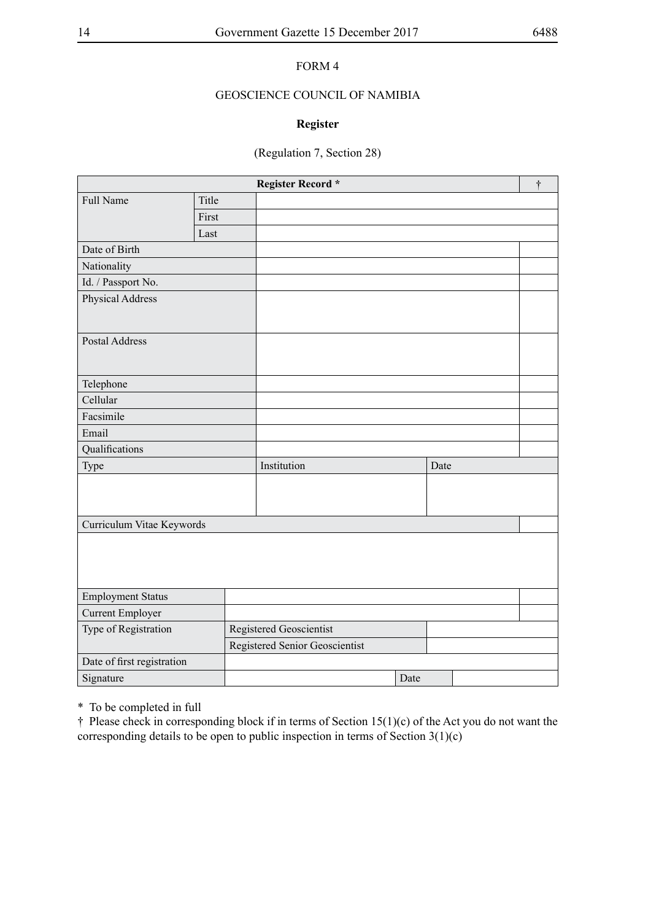FORM 4

GEOSCIENCE COUNCIL OF NAMIBIA

**Register**

(Regulation 7, Section 28)

| Register Record * | | | | | † |
|---|---|---|---|---|---|
| Full Name | Title | | | | |
| | First | | | | |
| | Last | | | | |
| Date of Birth | | | | | |
| Nationality | | | | | |
| Id. / Passport No. | | | | | |
| Physical Address | | | | | |
| Postal Address | | | | | |
| Telephone | | | | | |
| Cellular | | | | | |
| Facsimile | | | | | |
| Email | | | | | |
| Qualifications | | | | | |
| Type | | Institution | | Date | |
| | | | | | |
| Curriculum Vitae Keywords | | | | | |
| | | | | | |
| Employment Status | | | | | |
| Current Employer | | | | | |
| Type of Registration | | Registered Geoscientist | | | |
| | | Registered Senior Geoscientist | | | |
| Date of first registration | | | | | |
| Signature | | | Date | | |

\* To be completed in full

† Please check in corresponding block if in terms of Section 15(1)(c) of the Act you do not want the corresponding details to be open to public inspection in terms of Section 3(1)(c)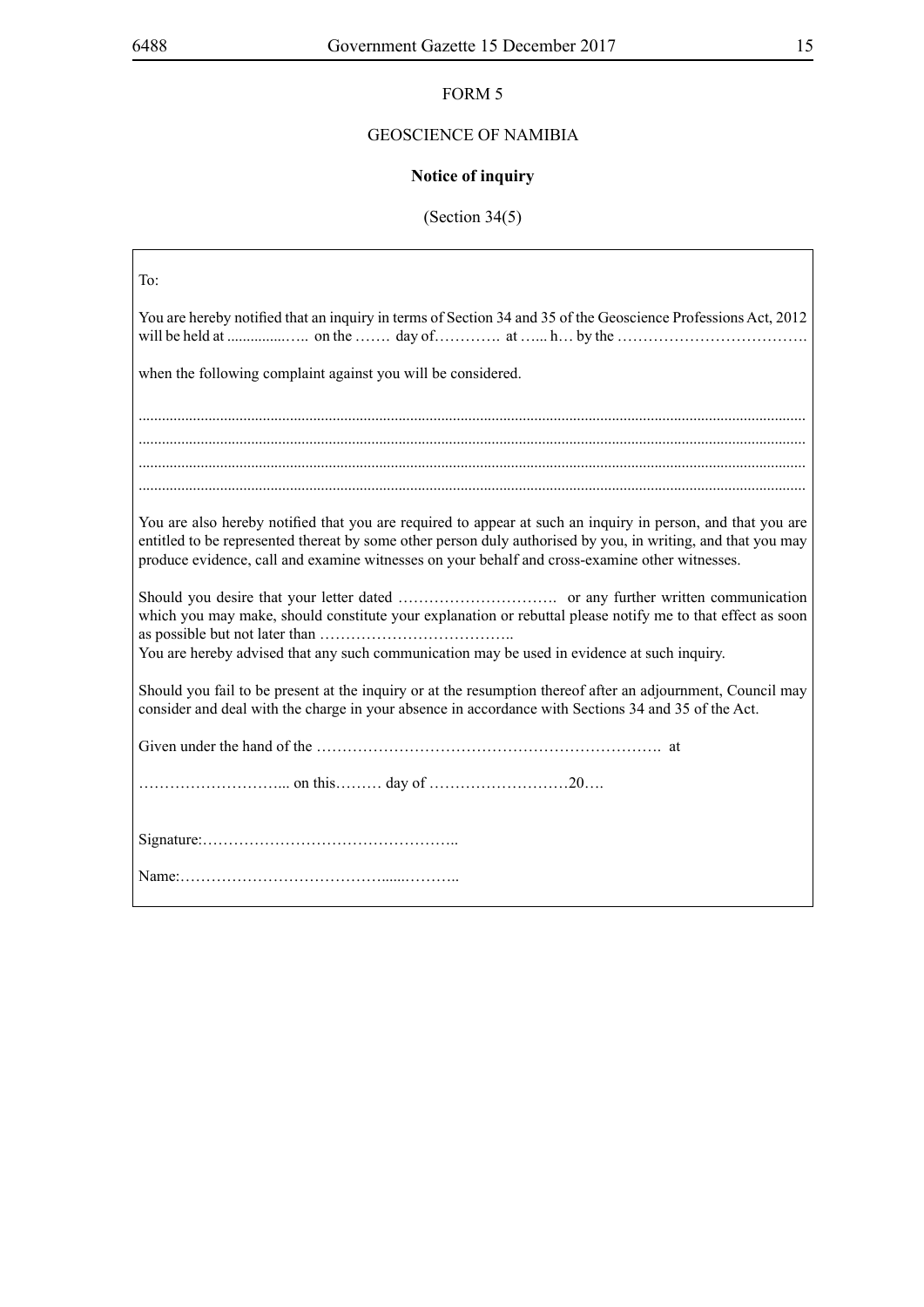FORM 5

GEOSCIENCE OF NAMIBIA

**Notice of inquiry**

(Section 34(5))

To:

You are hereby notified that an inquiry in terms of Section 34 and 35 of the Geoscience Professions Act, 2012 will be held at ................….. on the ……. day of…………. at …... h… by the ……………………………….

when the following complaint against you will be considered.

.......................................................................................................................................................

.......................................................................................................................................................

.......................................................................................................................................................

.......................................................................................................................................................

You are also hereby notified that you are required to appear at such an inquiry in person, and that you are entitled to be represented thereat by some other person duly authorised by you, in writing, and that you may produce evidence, call and examine witnesses on your behalf and cross-examine other witnesses.

Should you desire that your letter dated …………………………. or any further written communication which you may make, should constitute your explanation or rebuttal please notify me to that effect as soon as possible but not later than ………………………………..

You are hereby advised that any such communication may be used in evidence at such inquiry.

Should you fail to be present at the inquiry or at the resumption thereof after an adjournment, Council may consider and deal with the charge in your absence in accordance with Sections 34 and 35 of the Act.

Given under the hand of the …………………………………………………………. at

………………………... on this……… day of ………………………20….

Signature:…………………………………………..

Name:………………………………….....………..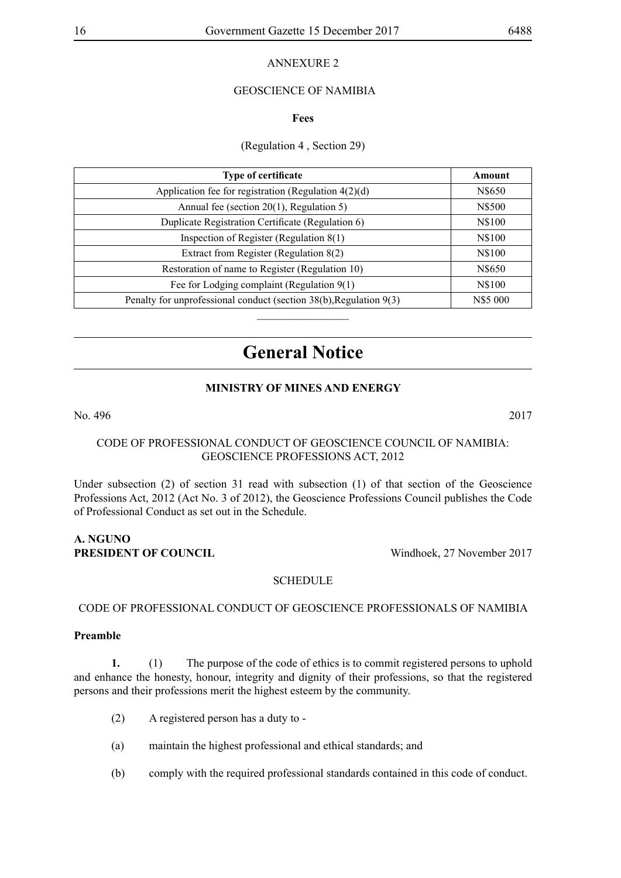ANNEXURE 2

GEOSCIENCE OF NAMIBIA

**Fees**

(Regulation 4 , Section 29)

| Type of certificate | Amount |
|---|---|
| Application fee for registration (Regulation 4(2)(d) | N$650 |
| Annual fee (section 20(1), Regulation 5) | N$500 |
| Duplicate Registration Certificate (Regulation 6) | N$100 |
| Inspection of Register (Regulation 8(1) | N$100 |
| Extract from Register (Regulation 8(2) | N$100 |
| Restoration of name to Register (Regulation 10) | N$650 |
| Fee for Lodging complaint (Regulation 9(1) | N$100 |
| Penalty for unprofessional conduct (section 38(b),Regulation 9(3) | N$5 000 |

________________

# General Notice

**MINISTRY OF MINES AND ENERGY**

No. 496 2017

CODE OF PROFESSIONAL CONDUCT OF GEOSCIENCE COUNCIL OF NAMIBIA: GEOSCIENCE PROFESSIONS ACT, 2012

Under subsection (2) of section 31 read with subsection (1) of that section of the Geoscience Professions Act, 2012 (Act No. 3 of 2012), the Geoscience Professions Council publishes the Code of Professional Conduct as set out in the Schedule.

**A. NGUNO**
**PRESIDENT OF COUNCIL** Windhoek, 27 November 2017

SCHEDULE

CODE OF PROFESSIONAL CONDUCT OF GEOSCIENCE PROFESSIONALS OF NAMIBIA

**Preamble**

**1.** (1) The purpose of the code of ethics is to commit registered persons to uphold and enhance the honesty, honour, integrity and dignity of their professions, so that the registered persons and their professions merit the highest esteem by the community.

(2) A registered person has a duty to -

(a) maintain the highest professional and ethical standards; and

(b) comply with the required professional standards contained in this code of conduct.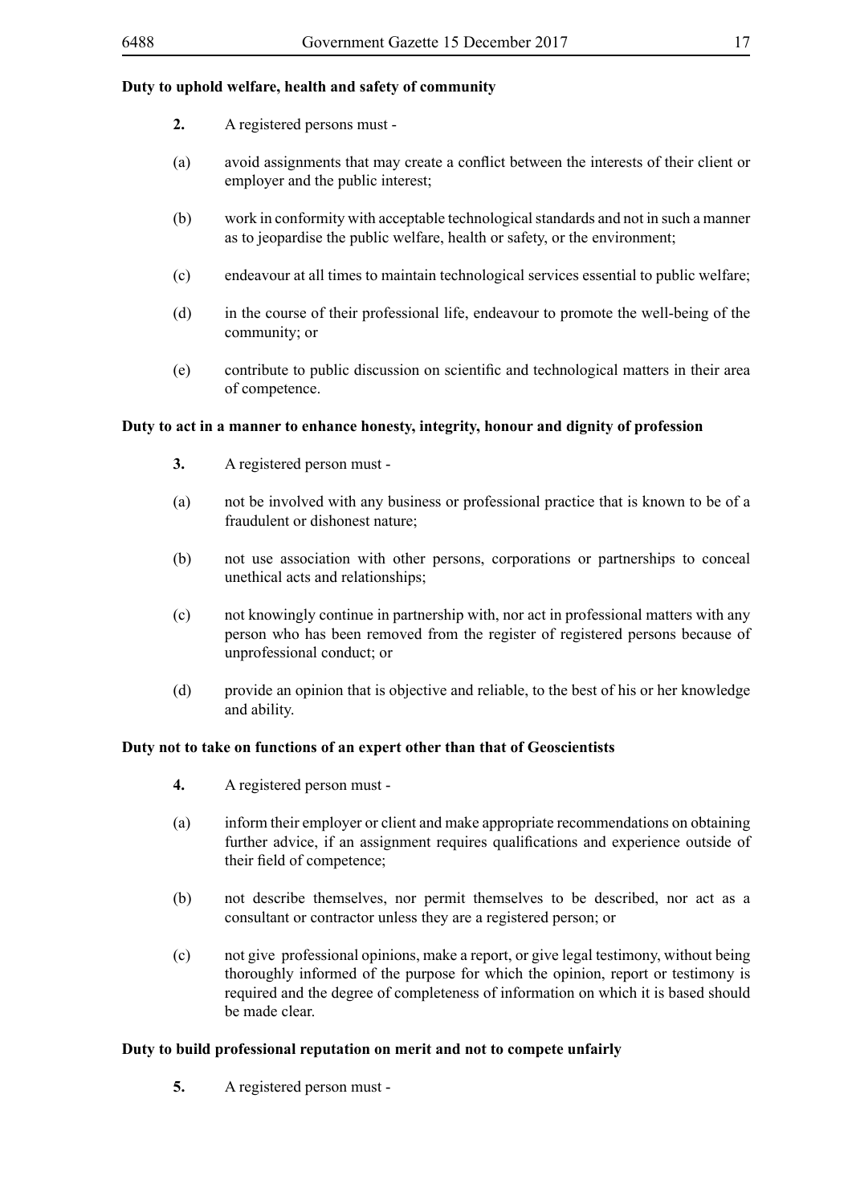**Duty to uphold welfare, health and safety of community**

**2.** A registered persons must -

(a) avoid assignments that may create a conflict between the interests of their client or employer and the public interest;

(b) work in conformity with acceptable technological standards and not in such a manner as to jeopardise the public welfare, health or safety, or the environment;

(c) endeavour at all times to maintain technological services essential to public welfare;

(d) in the course of their professional life, endeavour to promote the well-being of the community; or

(e) contribute to public discussion on scientific and technological matters in their area of competence.

**Duty to act in a manner to enhance honesty, integrity, honour and dignity of profession**

**3.** A registered person must -

(a) not be involved with any business or professional practice that is known to be of a fraudulent or dishonest nature;

(b) not use association with other persons, corporations or partnerships to conceal unethical acts and relationships;

(c) not knowingly continue in partnership with, nor act in professional matters with any person who has been removed from the register of registered persons because of unprofessional conduct; or

(d) provide an opinion that is objective and reliable, to the best of his or her knowledge and ability.

**Duty not to take on functions of an expert other than that of Geoscientists**

**4.** A registered person must -

(a) inform their employer or client and make appropriate recommendations on obtaining further advice, if an assignment requires qualifications and experience outside of their field of competence;

(b) not describe themselves, nor permit themselves to be described, nor act as a consultant or contractor unless they are a registered person; or

(c) not give professional opinions, make a report, or give legal testimony, without being thoroughly informed of the purpose for which the opinion, report or testimony is required and the degree of completeness of information on which it is based should be made clear.

**Duty to build professional reputation on merit and not to compete unfairly**

**5.** A registered person must -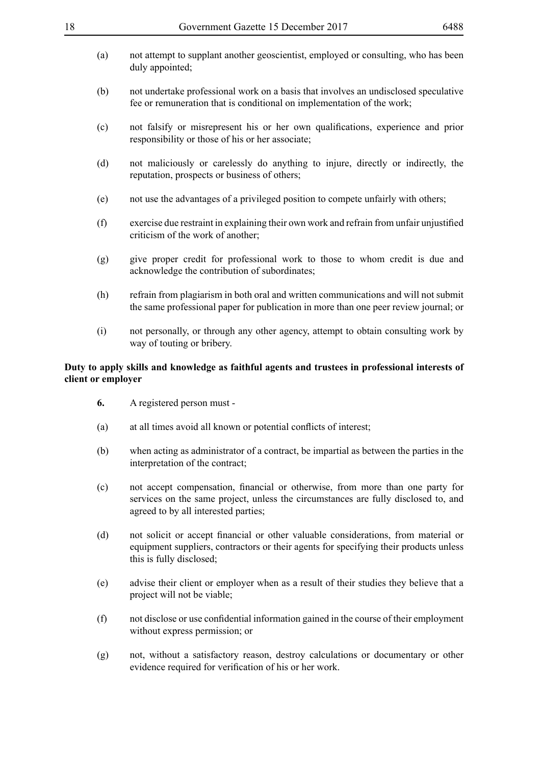(a) not attempt to supplant another geoscientist, employed or consulting, who has been duly appointed;

(b) not undertake professional work on a basis that involves an undisclosed speculative fee or remuneration that is conditional on implementation of the work;

(c) not falsify or misrepresent his or her own qualifications, experience and prior responsibility or those of his or her associate;

(d) not maliciously or carelessly do anything to injure, directly or indirectly, the reputation, prospects or business of others;

(e) not use the advantages of a privileged position to compete unfairly with others;

(f) exercise due restraint in explaining their own work and refrain from unfair unjustified criticism of the work of another;

(g) give proper credit for professional work to those to whom credit is due and acknowledge the contribution of subordinates;

(h) refrain from plagiarism in both oral and written communications and will not submit the same professional paper for publication in more than one peer review journal; or

(i) not personally, or through any other agency, attempt to obtain consulting work by way of touting or bribery.

**Duty to apply skills and knowledge as faithful agents and trustees in professional interests of client or employer**

**6.** A registered person must -

(a) at all times avoid all known or potential conflicts of interest;

(b) when acting as administrator of a contract, be impartial as between the parties in the interpretation of the contract;

(c) not accept compensation, financial or otherwise, from more than one party for services on the same project, unless the circumstances are fully disclosed to, and agreed to by all interested parties;

(d) not solicit or accept financial or other valuable considerations, from material or equipment suppliers, contractors or their agents for specifying their products unless this is fully disclosed;

(e) advise their client or employer when as a result of their studies they believe that a project will not be viable;

(f) not disclose or use confidential information gained in the course of their employment without express permission; or

(g) not, without a satisfactory reason, destroy calculations or documentary or other evidence required for verification of his or her work.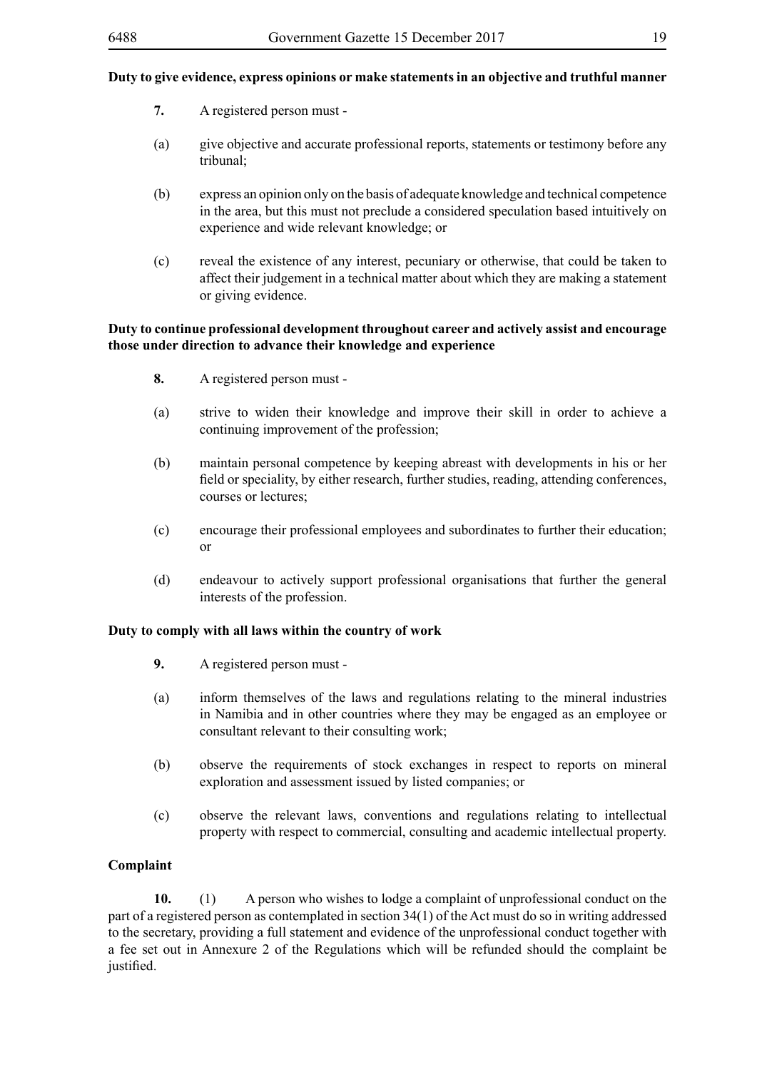**Duty to give evidence, express opinions or make statements in an objective and truthful manner**

**7.** A registered person must -

(a) give objective and accurate professional reports, statements or testimony before any tribunal;

(b) express an opinion only on the basis of adequate knowledge and technical competence in the area, but this must not preclude a considered speculation based intuitively on experience and wide relevant knowledge; or

(c) reveal the existence of any interest, pecuniary or otherwise, that could be taken to affect their judgement in a technical matter about which they are making a statement or giving evidence.

**Duty to continue professional development throughout career and actively assist and encourage those under direction to advance their knowledge and experience**

**8.** A registered person must -

(a) strive to widen their knowledge and improve their skill in order to achieve a continuing improvement of the profession;

(b) maintain personal competence by keeping abreast with developments in his or her field or speciality, by either research, further studies, reading, attending conferences, courses or lectures;

(c) encourage their professional employees and subordinates to further their education; or

(d) endeavour to actively support professional organisations that further the general interests of the profession.

**Duty to comply with all laws within the country of work**

**9.** A registered person must -

(a) inform themselves of the laws and regulations relating to the mineral industries in Namibia and in other countries where they may be engaged as an employee or consultant relevant to their consulting work;

(b) observe the requirements of stock exchanges in respect to reports on mineral exploration and assessment issued by listed companies; or

(c) observe the relevant laws, conventions and regulations relating to intellectual property with respect to commercial, consulting and academic intellectual property.

**Complaint**

**10.** (1) A person who wishes to lodge a complaint of unprofessional conduct on the part of a registered person as contemplated in section 34(1) of the Act must do so in writing addressed to the secretary, providing a full statement and evidence of the unprofessional conduct together with a fee set out in Annexure 2 of the Regulations which will be refunded should the complaint be justified.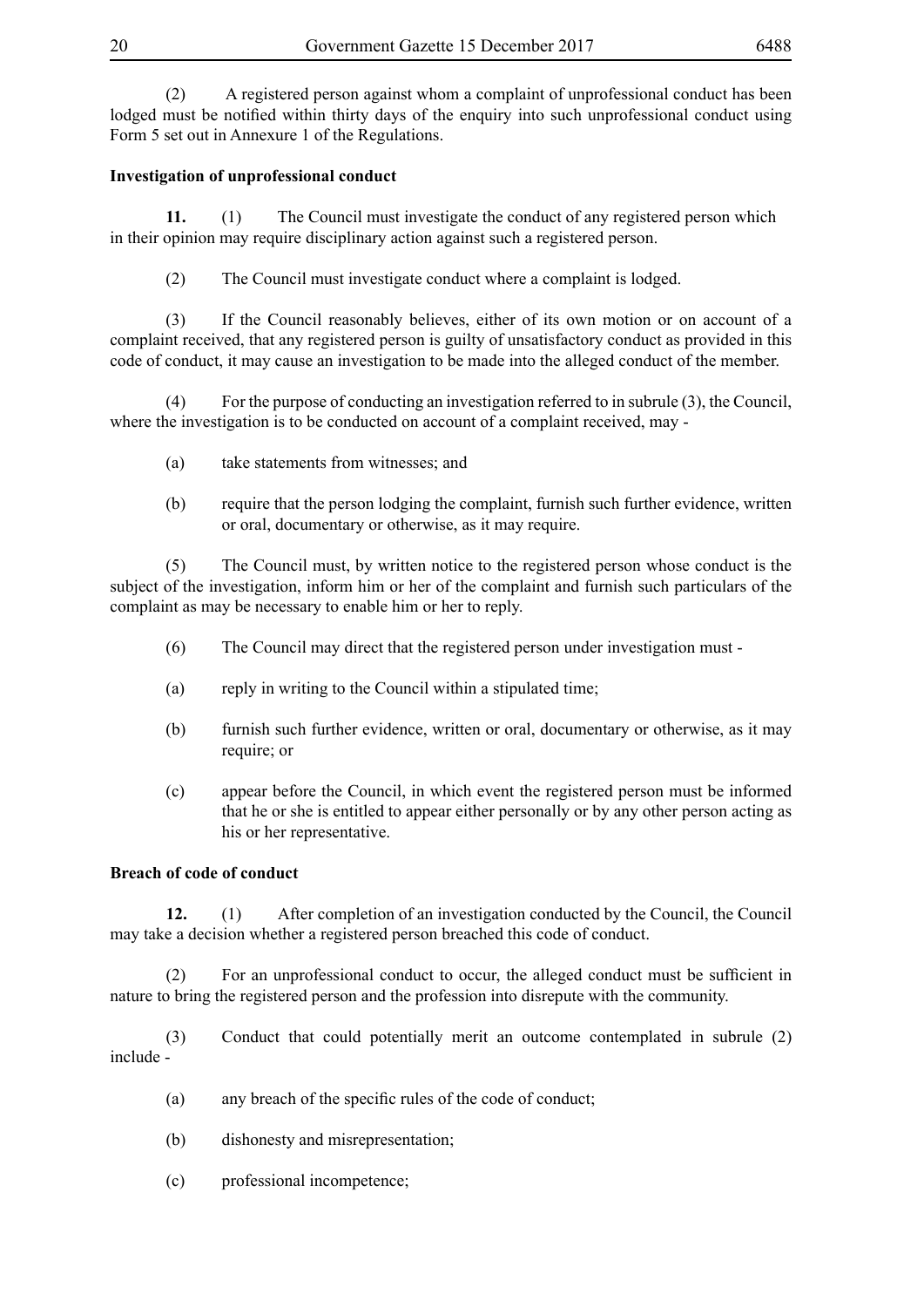(2) A registered person against whom a complaint of unprofessional conduct has been lodged must be notified within thirty days of the enquiry into such unprofessional conduct using Form 5 set out in Annexure 1 of the Regulations.

**Investigation of unprofessional conduct**

**11.** (1) The Council must investigate the conduct of any registered person which in their opinion may require disciplinary action against such a registered person.

(2) The Council must investigate conduct where a complaint is lodged.

(3) If the Council reasonably believes, either of its own motion or on account of a complaint received, that any registered person is guilty of unsatisfactory conduct as provided in this code of conduct, it may cause an investigation to be made into the alleged conduct of the member.

(4) For the purpose of conducting an investigation referred to in subrule (3), the Council, where the investigation is to be conducted on account of a complaint received, may -

(a) take statements from witnesses; and

(b) require that the person lodging the complaint, furnish such further evidence, written or oral, documentary or otherwise, as it may require.

(5) The Council must, by written notice to the registered person whose conduct is the subject of the investigation, inform him or her of the complaint and furnish such particulars of the complaint as may be necessary to enable him or her to reply.

(6) The Council may direct that the registered person under investigation must -

(a) reply in writing to the Council within a stipulated time;

(b) furnish such further evidence, written or oral, documentary or otherwise, as it may require; or

(c) appear before the Council, in which event the registered person must be informed that he or she is entitled to appear either personally or by any other person acting as his or her representative.

**Breach of code of conduct**

**12.** (1) After completion of an investigation conducted by the Council, the Council may take a decision whether a registered person breached this code of conduct.

(2) For an unprofessional conduct to occur, the alleged conduct must be sufficient in nature to bring the registered person and the profession into disrepute with the community.

(3) Conduct that could potentially merit an outcome contemplated in subrule (2) include -

(a) any breach of the specific rules of the code of conduct;

(b) dishonesty and misrepresentation;

(c) professional incompetence;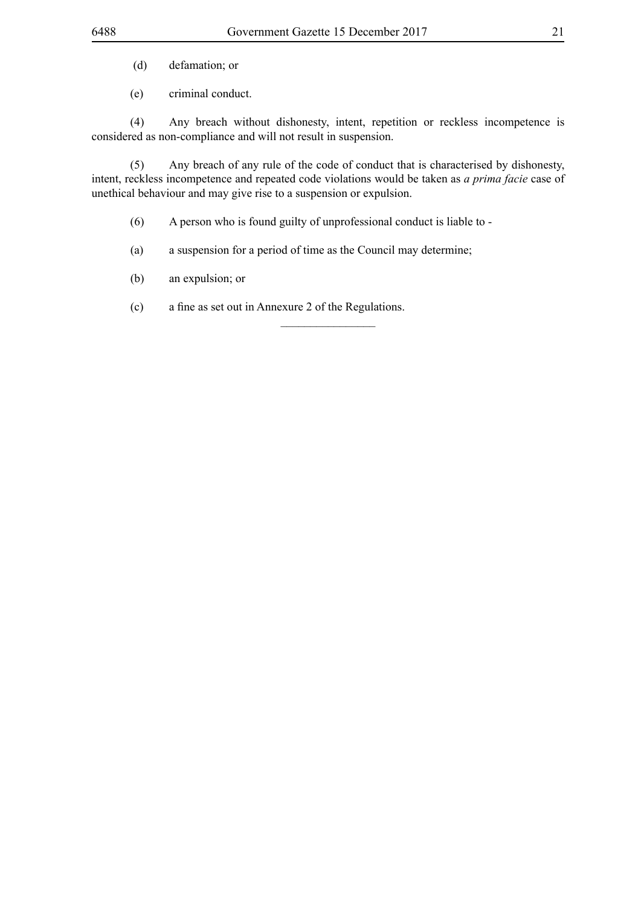(d) defamation; or

(e) criminal conduct.

(4) Any breach without dishonesty, intent, repetition or reckless incompetence is considered as non-compliance and will not result in suspension.

(5) Any breach of any rule of the code of conduct that is characterised by dishonesty, intent, reckless incompetence and repeated code violations would be taken as *a prima facie* case of unethical behaviour and may give rise to a suspension or expulsion.

(6) A person who is found guilty of unprofessional conduct is liable to -

(a) a suspension for a period of time as the Council may determine;

(b) an expulsion; or

(c) a fine as set out in Annexure 2 of the Regulations.

________________